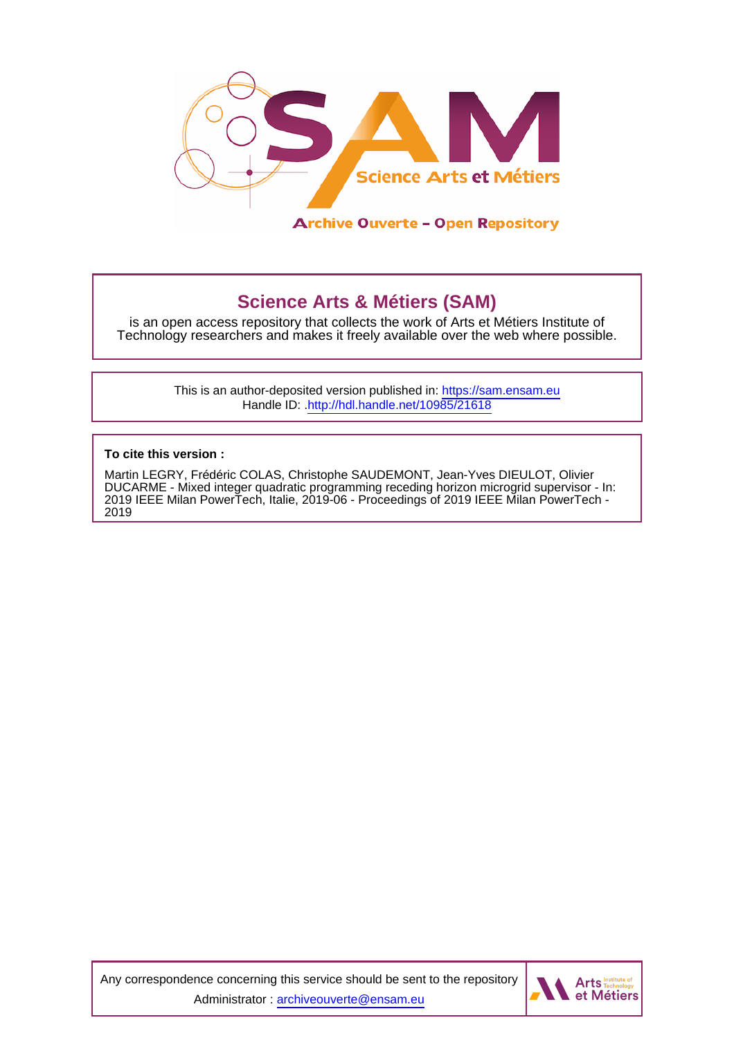# Science Arts & Métiers (SAM)

is an open access repository that collects the work of Arts et Métiers Institute of Technology researchers and makes it freely available over the web where possible.

This is an author-deposited version published in: https://sam.ensam.eu
Handle ID: .http://hdl.handle.net/10985/21618

**To cite this version :**

Martin LEGRY, Frédéric COLAS, Christophe SAUDEMONT, Jean-Yves DIEULOT, Olivier DUCARME - Mixed integer quadratic programming receding horizon microgrid supervisor - In: 2019 IEEE Milan PowerTech, Italie, 2019-06 - Proceedings of 2019 IEEE Milan PowerTech - 2019

Any correspondence concerning this service should be sent to the repository Administrator : archiveouverte@ensam.eu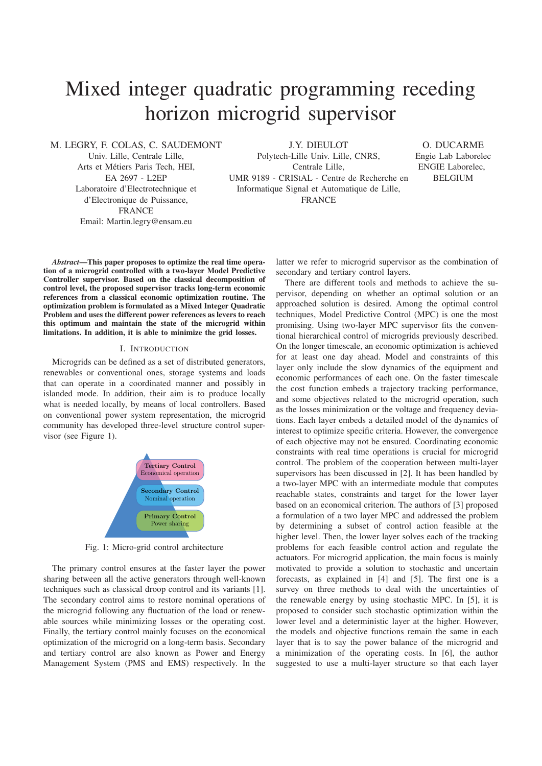# Mixed integer quadratic programming receding horizon microgrid supervisor

M. LEGRY, F. COLAS, C. SAUDEMONT
Univ. Lille, Centrale Lille,
Arts et Métiers Paris Tech, HEI,
EA 2697 - L2EP
Laboratoire d'Electrotechnique et
d'Electronique de Puissance,
FRANCE
Email: Martin.legry@ensam.eu

J.Y. DIEULOT
Polytech-Lille Univ. Lille, CNRS,
Centrale Lille,
UMR 9189 - CRIStAL - Centre de Recherche en
Informatique Signal et Automatique de Lille,
FRANCE

O. DUCARME
Engie Lab Laborelec
ENGIE Laborelec,
BELGIUM

***Abstract*—This paper proposes to optimize the real time operation of a microgrid controlled with a two-layer Model Predictive Controller supervisor. Based on the classical decomposition of control level, the proposed supervisor tracks long-term economic references from a classical economic optimization routine. The optimization problem is formulated as a Mixed Integer Quadratic Problem and uses the different power references as levers to reach this optimum and maintain the state of the microgrid within limitations. In addition, it is able to minimize the grid losses.**

## I. Introduction

Micrograms can be defined as a set of distributed generators, renewables or conventional ones, storage systems and loads that can operate in a coordinated manner and possibly in islanded mode. In addition, their aim is to produce locally what is needed locally, by means of local controllers. Based on conventional power system representation, the microgrid community has developed three-level structure control supervisor (see Figure 1).

Tertiary Control
Economical operation

Secondary Control
Nominal operation

Primary Control
Power sharing

Fig. 1: Micro-grid control architecture

The primary control ensures at the faster layer the power sharing between all the active generators through well-known techniques such as classical droop control and its variants [1]. The secondary control aims to restore nominal operations of the microgrid following any fluctuation of the load or renewable sources while minimizing losses or the operating cost. Finally, the tertiary control mainly focuses on the economical optimization of the microgrid on a long-term basis. Secondary and tertiary control are also known as Power and Energy Management System (PMS and EMS) respectively. In the latter we refer to microgrid supervisor as the combination of secondary and tertiary control layers.

There are different tools and methods to achieve the supervisor, depending on whether an optimal solution or an approached solution is desired. Among the optimal control techniques, Model Predictive Control (MPC) is one the most promising. Using two-layer MPC supervisor fits the conventional hierarchical control of microgrids previously described. On the longer timescale, an economic optimization is achieved for at least one day ahead. Model and constraints of this layer only include the slow dynamics of the equipment and economic performances of each one. On the faster timescale the cost function embeds a trajectory tracking performance, and some objectives related to the microgrid operation, such as the losses minimization or the voltage and frequency deviations. Each layer embeds a detailed model of the dynamics of interest to optimize specific criteria. However, the convergence of each objective may not be ensured. Coordinating economic constraints with real time operations is crucial for microgrid control. The problem of the cooperation between multi-layer supervisors has been discussed in [2]. It has been handled by a two-layer MPC with an intermediate module that computes reachable states, constraints and target for the lower layer based on an economical criterion. The authors of [3] proposed a formulation of a two layer MPC and addressed the problem by determining a subset of control action feasible at the higher level. Then, the lower layer solves each of the tracking problems for each feasible control action and regulate the actuators. For microgrid application, the main focus is mainly motivated to provide a solution to stochastic and uncertain forecasts, as explained in [4] and [5]. The first one is a survey on three methods to deal with the uncertainties of the renewable energy by using stochastic MPC. In [5], it is proposed to consider such stochastic optimization within the lower level and a deterministic layer at the higher. However, the models and objective functions remain the same in each layer that is to say the power balance of the microgrid and a minimization of the operating costs. In [6], the author suggested to use a multi-layer structure so that each layer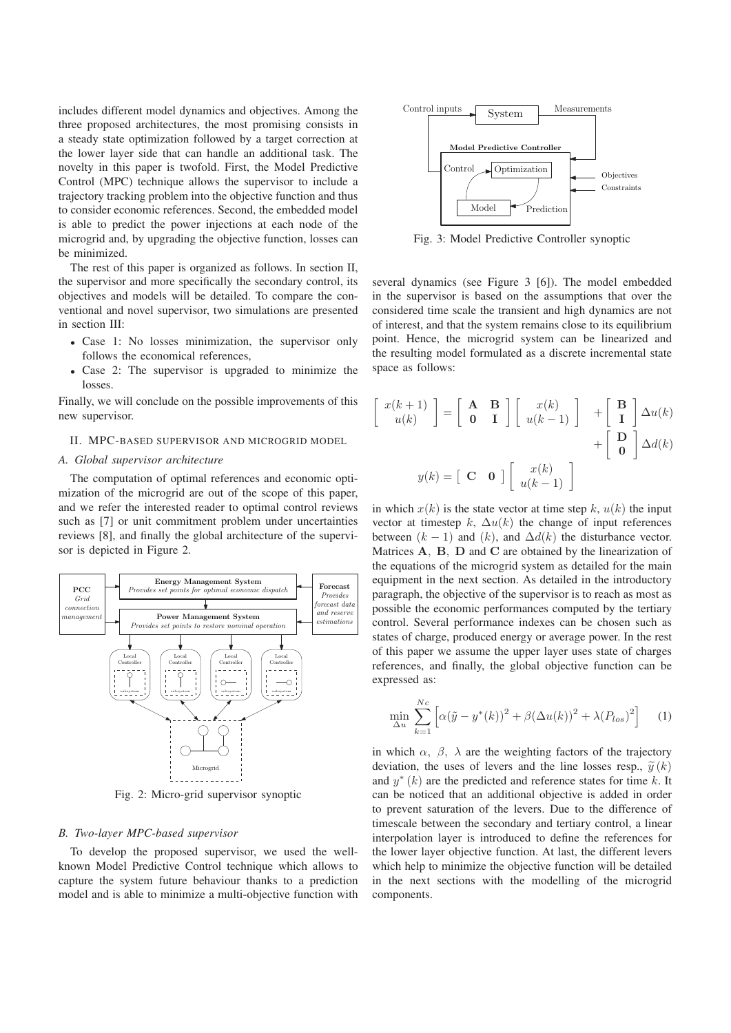includes different model dynamics and objectives. Among the three proposed architectures, the most promising consists in a steady state optimization followed by a target correction at the lower layer side that can handle an additional task. The novelty in this paper is twofold. First, the Model Predictive Control (MPC) technique allows the supervisor to include a trajectory tracking problem into the objective function and thus to consider economic references. Second, the embedded model is able to predict the power injections at each node of the microgrid and, by upgrading the objective function, losses can be minimized.

The rest of this paper is organized as follows. In section II, the supervisor and more specifically the secondary control, its objectives and models will be detailed. To compare the conventional and novel supervisor, two simulations are presented in section III:

- Case 1: No losses minimization, the supervisor only follows the economical references,
- Case 2: The supervisor is upgraded to minimize the losses.

Finally, we will conclude on the possible improvements of this new supervisor.

## II. MPC-based supervisor and microgrid model

### A. Global supervisor architecture

The computation of optimal references and economic optimization of the microgrid are out of the scope of this paper, and we refer the interested reader to optimal control reviews such as [7] or unit commitment problem under uncertainties reviews [8], and finally the global architecture of the supervisor is depicted in Figure 2.

Fig. 2: Micro-grid supervisor synoptic

### B. Two-layer MPC-based supervisor

To develop the proposed supervisor, we used the well-known Model Predictive Control technique which allows to capture the system future behaviour thanks to a prediction model and is able to minimize a multi-objective function with several dynamics (see Figure 3 [6]). The model embedded in the supervisor is based on the assumptions that over the considered time scale the transient and high dynamics are not of interest, and that the system remains close to its equilibrium point. Hence, the microgrid system can be linearized and the resulting model formulated as a discrete incremental state space as follows:

Fig. 3: Model Predictive Controller synoptic

$$
\begin{bmatrix} x(k+1) \\ u(k) \end{bmatrix} = \begin{bmatrix} \mathbf{A} & \mathbf{B} \\ \mathbf{0} & \mathbf{I} \end{bmatrix} \begin{bmatrix} x(k) \\ u(k-1) \end{bmatrix} + \begin{bmatrix} \mathbf{B} \\ \mathbf{I} \end{bmatrix} \Delta u(k) + \begin{bmatrix} \mathbf{D} \\ \mathbf{0} \end{bmatrix} \Delta d(k)
$$

$$
y(k) = \begin{bmatrix} \mathbf{C} & \mathbf{0} \end{bmatrix} \begin{bmatrix} x(k) \\ u(k-1) \end{bmatrix}
$$

in which $x(k)$ is the state vector at time step $k$, $u(k)$ the input vector at timestep $k$, $\Delta u(k)$ the change of input references between $(k-1)$ and $(k)$, and $\Delta d(k)$ the disturbance vector. Matrices $\mathbf{A}$, $\mathbf{B}$, $\mathbf{D}$ and $\mathbf{C}$ are obtained by the linearization of the equations of the microgrid system as detailed for the main equipment in the next section. As detailed in the introductory paragraph, the objective of the supervisor is to reach as most as possible the economic performances computed by the tertiary control. Several performance indexes can be chosen such as states of charge, produced energy or average power. In the rest of this paper we assume the upper layer uses state of charges references, and finally, the global objective function can be expressed as:

$$
\min_{\Delta u} \sum_{k=1}^{Nc} \left[ \alpha(\tilde{y} - y^{*}(k))^2 + \beta(\Delta u(k))^2 + \lambda(P_{los})^2 \right] \quad (1)
$$

in which $\alpha$, $\beta$, $\lambda$ are the weighting factors of the trajectory deviation, the uses of levers and the line losses resp., $\widetilde{y}(k)$ and $y^{*}(k)$ are the predicted and reference states for time $k$. It can be noticed that an additional objective is added in order to prevent saturation of the levers. Due to the difference of timescale between the secondary and tertiary control, a linear interpolation layer is introduced to define the references for the lower layer objective function. At last, the different levers which help to minimize the objective function will be detailed in the next sections with the modelling of the microgrid components.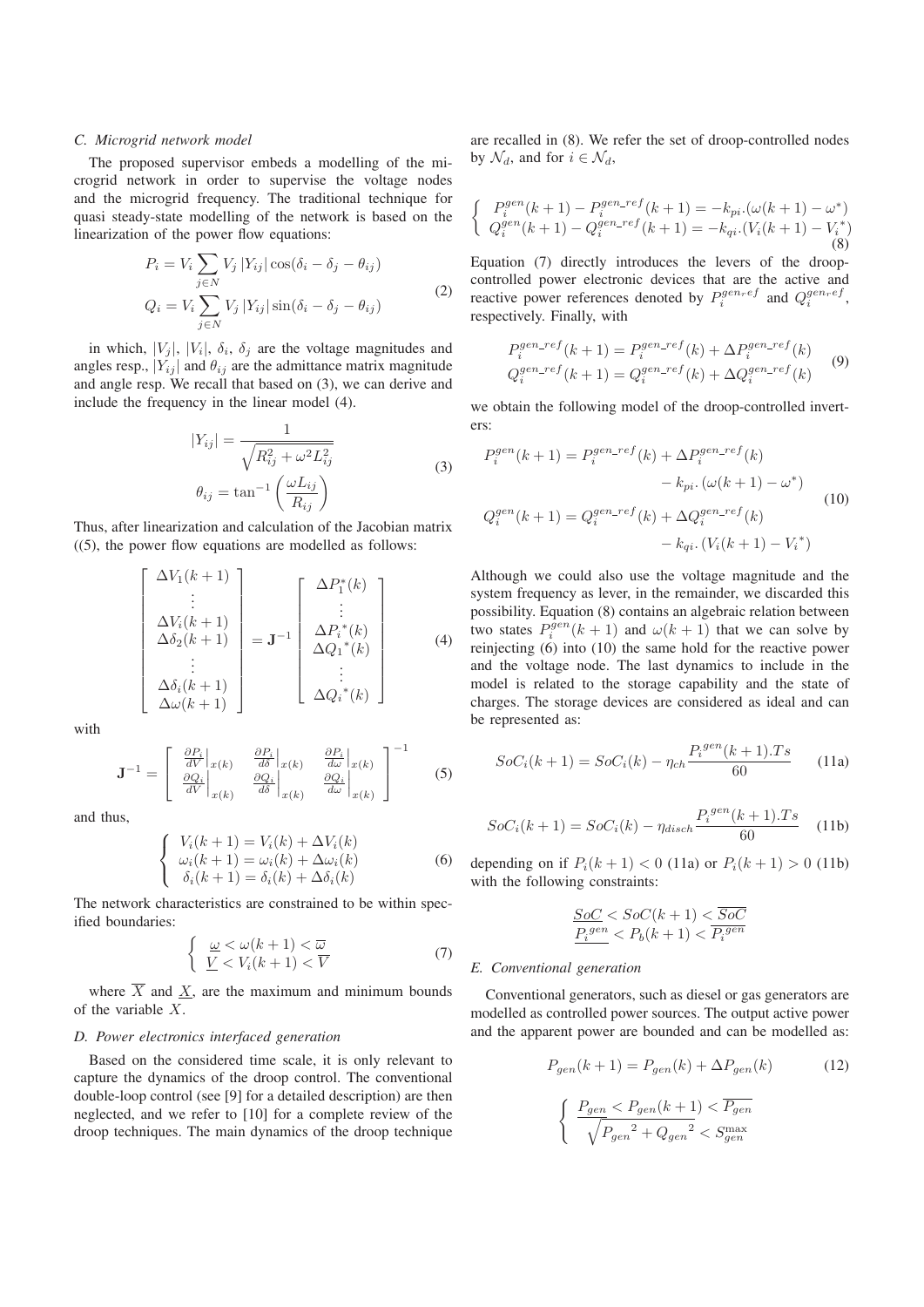### C. Microgrid network model

The proposed supervisor embeds a modelling of the microgrid network in order to supervise the voltage nodes and the microgrid frequency. The traditional technique for quasi steady-state modelling of the network is based on the linearization of the power flow equations:

$$
\begin{aligned}
P_i &= V_i \sum_{j \in N} V_j \, |Y_{ij}| \cos(\delta_i - \delta_j - \theta_{ij}) \\
Q_i &= V_i \sum_{j \in N} V_j \, |Y_{ij}| \sin(\delta_i - \delta_j - \theta_{ij})
\end{aligned}
\tag{2}
$$

in which, $|V_j|$, $|V_i|$, $\delta_i$, $\delta_j$ are the voltage magnitudes and angles resp., $|Y_{ij}|$ and $\theta_{ij}$ are the admittance matrix magnitude and angle resp. We recall that based on (3), we can derive and include the frequency in the linear model (4).

$$
\begin{aligned}
|Y_{ij}| &= \frac{1}{\sqrt{R_{ij}^2 + \omega^2 L_{ij}^2}} \\
\theta_{ij} &= \tan^{-1}\left(\frac{\omega L_{ij}}{R_{ij}}\right)
\end{aligned}
\tag{3}
$$

Thus, after linearization and calculation of the Jacobian matrix ((5), the power flow equations are modelled as follows:

$$
\begin{bmatrix} \Delta V_1(k+1) \\ \vdots \\ \Delta V_i(k+1) \\ \Delta \delta_2(k+1) \\ \vdots \\ \Delta \delta_i(k+1) \\ \Delta \omega(k+1) \end{bmatrix} = \mathbf{J}^{-1} \begin{bmatrix} \Delta P_1^*(k) \\ \vdots \\ \Delta {P_i}^*(k) \\ \Delta {Q_1}^*(k) \\ \vdots \\ \Delta {Q_i}^*(k) \end{bmatrix}
\tag{4}
$$

with

$$
\mathbf{J}^{-1} = \begin{bmatrix} \frac{\partial P_i}{dV}\Big|_{x(k)} & \frac{\partial P_i}{d\delta}\Big|_{x(k)} & \frac{\partial P_i}{d\omega}\Big|_{x(k)} \\ \frac{\partial Q_i}{dV}\Big|_{x(k)} & \frac{\partial Q_i}{d\delta}\Big|_{x(k)} & \frac{\partial Q_i}{d\omega}\Big|_{x(k)} \end{bmatrix}^{-1}
\tag{5}
$$

and thus,

$$
\begin{cases} V_i(k+1) = V_i(k) + \Delta V_i(k) \\ \omega_i(k+1) = \omega_i(k) + \Delta \omega_i(k) \\ \delta_i(k+1) = \delta_i(k) + \Delta \delta_i(k) \end{cases}
\tag{6}
$$

The network characteristics are constrained to be within specified boundaries:

$$
\begin{cases} \underline{\omega} < \omega(k+1) < \overline{\omega} \\ \underline{V} < V_i(k+1) < \overline{V} \end{cases}
\tag{7}
$$

where $\overline{X}$ and $\underline{X}$, are the maximum and minimum bounds of the variable $X$.

### D. Power electronics interfaced generation

Based on the considered time scale, it is only relevant to capture the dynamics of the droop control. The conventional double-loop control (see [9] for a detailed description) are then neglected, and we refer to [10] for a complete review of the droop techniques. The main dynamics of the droop technique are recalled in (8). We refer the set of droop-controlled nodes by $\mathcal{N}_d$, and for $i \in \mathcal{N}_d$,

$$
\begin{cases} P_i^{gen}(k+1) - P_i^{gen\_ref}(k+1) = -k_{pi}.(\omega(k+1) - \omega^*) \\ Q_i^{gen}(k+1) - Q_i^{gen\_ref}(k+1) = -k_{qi}.(V_i(k+1) - {V_i}^*) \end{cases}
\tag{8}
$$

Equation (7) directly introduces the levers of the droop-controlled power electronic devices that are the active and reactive power references denoted by $P_i^{gen_ref}$ and $Q_i^{gen_ref}$, respectively. Finally, with

$$
\begin{aligned}
P_i^{gen\_ref}(k+1) &= P_i^{gen\_ref}(k) + \Delta P_i^{gen\_ref}(k) \\
Q_i^{gen\_ref}(k+1) &= Q_i^{gen\_ref}(k) + \Delta Q_i^{gen\_ref}(k)
\end{aligned}
\tag{9}
$$

we obtain the following model of the droop-controlled inverters:

$$
\begin{aligned}
P_i^{gen}(k+1) = P_i^{gen\_ref}(k) &+ \Delta P_i^{gen\_ref}(k) \\
&- k_{pi}.\left(\omega(k+1) - \omega^*\right) \\
Q_i^{gen}(k+1) = Q_i^{gen\_ref}(k) &+ \Delta Q_i^{gen\_ref}(k) \\
&- k_{qi}.\left(V_i(k+1) - V_i^*\right)
\end{aligned}
\tag{10}
$$

Although we could also use the voltage magnitude and the system frequency as lever, in the remainder, we discarded this possibility. Equation (8) contains an algebraic relation between two states $P_i^{gen}(k+1)$ and $\omega(k+1)$ that we can solve by reinjecting (6) into (10) the same hold for the reactive power and the voltage node. The last dynamics to include in the model is related to the storage capability and the state of charges. The storage devices are considered as ideal and can be represented as:

$$
SoC_i(k+1) = SoC_i(k) - \eta_{ch} \frac{{P_i}^{gen}(k+1).Ts}{60}
\tag{11a}
$$

$$
SoC_i(k+1) = SoC_i(k) - \eta_{disch} \frac{{P_i}^{gen}(k+1).Ts}{60}
\tag{11b}
$$

depending on if $P_i(k+1) < 0$ (11a) or $P_i(k+1) > 0$ (11b) with the following constraints:

$$
\begin{aligned}
\underline{SoC} < SoC(k+1) < \overline{SoC} \\
\underline{{P_i}^{gen}} < P_b(k+1) < \overline{{P_i}^{gen}}
\end{aligned}
$$

### E. Conventional generation

Conventional generators, such as diesel or gas generators are modelled as controlled power sources. The output active power and the apparent power are bounded and can be modelled as:

$$
P_{gen}(k+1) = P_{gen}(k) + \Delta P_{gen}(k)
\tag{12}
$$

$$
\begin{cases} \underline{P_{gen}} < P_{gen}(k+1) < \overline{P_{gen}} \\ \sqrt{{P_{gen}}^2 + {Q_{gen}}^2} < S_{gen}^{\max} \end{cases}
$$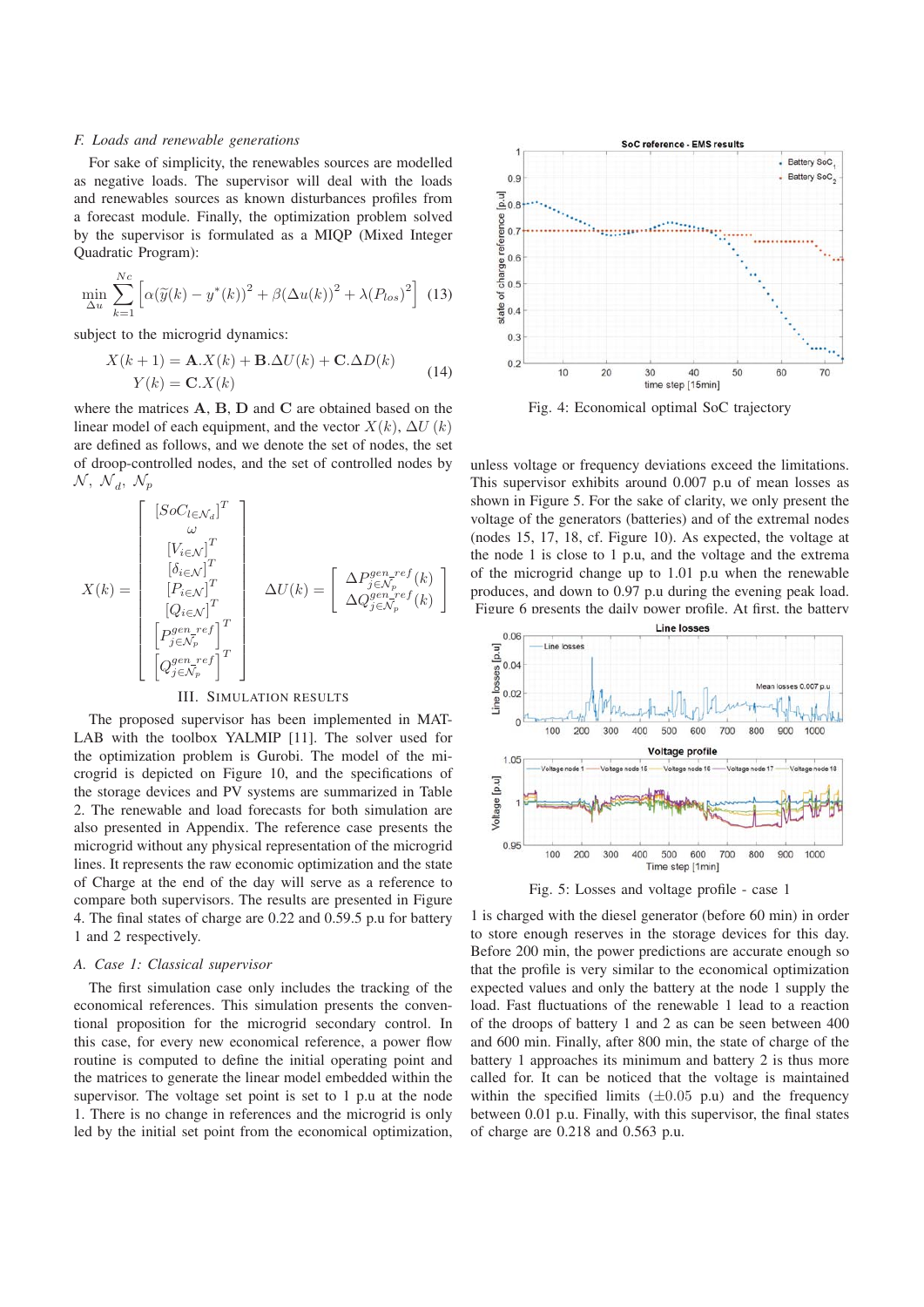### F. Loads and renewable generations

For sake of simplicity, the renewables sources are modelled as negative loads. The supervisor will deal with the loads and renewables sources as known disturbances profiles from a forecast module. Finally, the optimization problem solved by the supervisor is formulated as a MIQP (Mixed Integer Quadratic Program):

$$\min_{\Delta u} \sum_{k=1}^{Nc} \left[ \alpha(\widetilde{y}(k) - y^*(k))^2 + \beta(\Delta u(k))^2 + \lambda(P_{los})^2 \right] \quad (13)$$

subject to the microgrid dynamics:

$$\begin{aligned} X(k+1) &= \mathbf{A}.X(k) + \mathbf{B}.\Delta U(k) + \mathbf{C}.\Delta D(k) \\ Y(k) &= \mathbf{C}.X(k) \end{aligned} \quad (14)$$

where the matrices $\mathbf{A}$, $\mathbf{B}$, $\mathbf{D}$ and $\mathbf{C}$ are obtained based on the linear model of each equipment, and the vector $X(k)$, $\Delta U\ (k)$ are defined as follows, and we denote the set of nodes, the set of droop-controlled nodes, and the set of controlled nodes by $\mathcal{N}$, $\mathcal{N}_d$, $\mathcal{N}_p$

$$X(k) = \begin{bmatrix} [SoC_{l \in \mathcal{N}_d}]^T \\ \omega \\ [V_{i \in \mathcal{N}}]^T \\ [\delta_{i \in \mathcal{N}}]^T \\ [P_{i \in \mathcal{N}}]^T \\ [Q_{i \in \mathcal{N}}]^T \\ \left[P^{gen\_ref}_{j \in \mathcal{N}_p}\right]^T \\ \left[Q^{gen\_ref}_{j \in \mathcal{N}_p}\right]^T \end{bmatrix} \quad \Delta U(k) = \begin{bmatrix} \Delta P^{gen\_ref}_{j \in \mathcal{N}_p}(k) \\ \Delta Q^{gen\_ref}_{j \in \mathcal{N}_p}(k) \end{bmatrix}$$

## III. Simulation Results

The proposed supervisor has been implemented in MATLAB with the toolbox YALMIP [11]. The solver used for the optimization problem is Gurobi. The model of the microgrid is depicted on Figure 10, and the specifications of the storage devices and PV systems are summarized in Table 2. The renewable and load forecasts for both simulation are also presented in Appendix. The reference case presents the microgrid without any physical representation of the microgrid lines. It represents the raw economic optimization and the state of Charge at the end of the day will serve as a reference to compare both supervisors. The results are presented in Figure 4. The final states of charge are 0.22 and 0.59.5 p.u for battery 1 and 2 respectively.

### A. Case 1: Classical supervisor

The first simulation case only includes the tracking of the economical references. This simulation presents the conventional proposition for the microgrid secondary control. In this case, for every new economical reference, a power flow routine is computed to define the initial operating point and the matrices to generate the linear model embedded within the supervisor. The voltage set point is set to 1 p.u at the node 1. There is no change in references and the microgrid is only led by the initial set point from the economical optimization, unless voltage or frequency deviations exceed the limitations. This supervisor exhibits around 0.007 p.u of mean losses as shown in Figure 5. For the sake of clarity, we only present the voltage of the generators (batteries) and of the extremal nodes (nodes 15, 17, 18, cf. Figure 10). As expected, the voltage at the node 1 is close to 1 p.u, and the voltage and the extrema of the microgrid change up to 1.01 p.u when the renewable produces, and down to 0.97 p.u during the evening peak load. Figure 6 presents the daily power profile. At first, the battery 1 is charged with the diesel generator (before 60 min) in order to store enough reserves in the storage devices for this day. Before 200 min, the power predictions are accurate enough so that the profile is very similar to the economical optimization expected values and only the battery at the node 1 supply the load. Fast fluctuations of the renewable 1 lead to a reaction of the droops of battery 1 and 2 as can be seen between 400 and 600 min. Finally, after 800 min, the state of charge of the battery 1 approaches its minimum and battery 2 is thus more called for. It can be noticed that the voltage is maintained within the specified limits ($\pm 0.05$ p.u) and the frequency between 0.01 p.u. Finally, with this supervisor, the final states of charge are 0.218 and 0.563 p.u.

Fig. 4: Economical optimal SoC trajectory

Fig. 5: Losses and voltage profile - case 1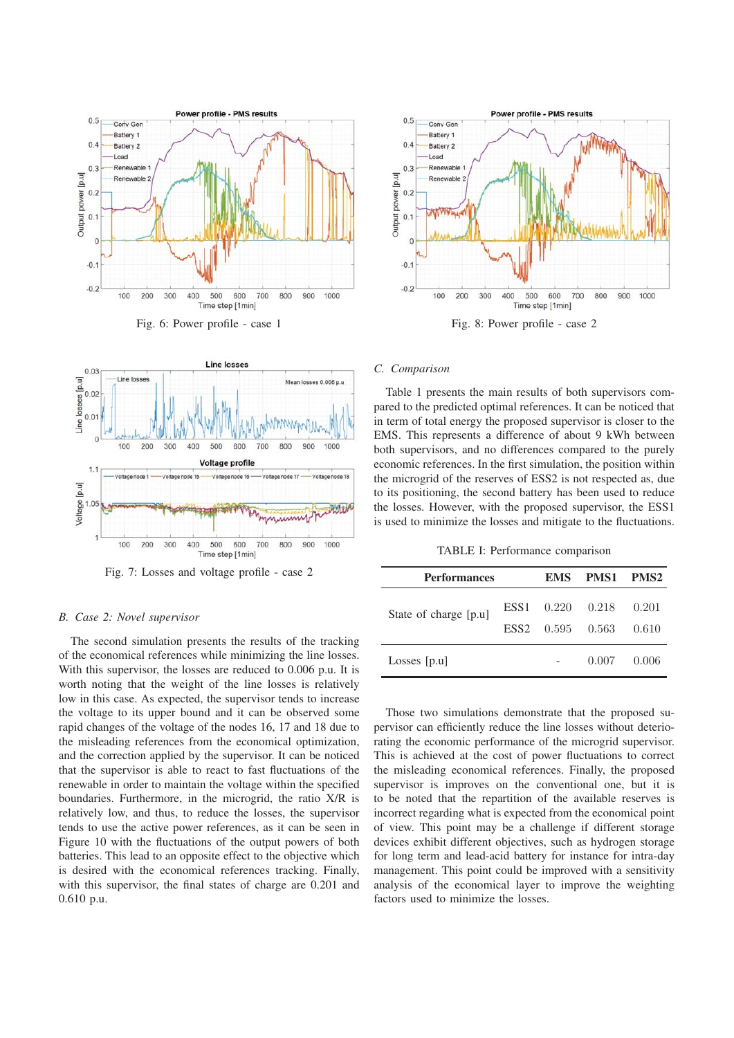Fig. 6: Power profile - case 1

Fig. 7: Losses and voltage profile - case 2

### B. Case 2: Novel supervisor

The second simulation presents the results of the tracking of the economical references while minimizing the line losses. With this supervisor, the losses are reduced to 0.006 p.u. It is worth noting that the weight of the line losses is relatively low in this case. As expected, the supervisor tends to increase the voltage to its upper bound and it can be observed some rapid changes of the voltage of the nodes 16, 17 and 18 due to the misleading references from the economical optimization, and the correction applied by the supervisor. It can be noticed that the supervisor is able to react to fast fluctuations of the renewable in order to maintain the voltage within the specified boundaries. Furthermore, in the microgrid, the ratio X/R is relatively low, and thus, to reduce the losses, the supervisor tends to use the active power references, as it can be seen in Figure 10 with the fluctuations of the output powers of both batteries. This lead to an opposite effect to the objective which is desired with the economical references tracking. Finally, with this supervisor, the final states of charge are 0.201 and 0.610 p.u.

Fig. 8: Power profile - case 2

### C. Comparison

Table 1 presents the main results of both supervisors compared to the predicted optimal references. It can be noticed that in term of total energy the proposed supervisor is closer to the EMS. This represents a difference of about 9 kWh between both supervisors, and no differences compared to the purely economic references. In the first simulation, the position within the microgrid of the reserves of ESS2 is not respected as, due to its positioning, the second battery has been used to reduce the losses. However, with the proposed supervisor, the ESS1 is used to minimize the losses and mitigate to the fluctuations.

TABLE I: Performance comparison

| Performances | | EMS | PMS1 | PMS2 |
|---|---|---|---|---|
| State of charge [p.u] | ESS1 | 0.220 | 0.218 | 0.201 |
| | ESS2 | 0.595 | 0.563 | 0.610 |
| Losses [p.u] | | - | 0.007 | 0.006 |

Those two simulations demonstrate that the proposed supervisor can efficiently reduce the line losses without deteriorating the economic performance of the microgrid supervisor. This is achieved at the cost of power fluctuations to correct the misleading economical references. Finally, the proposed supervisor is improves on the conventional one, but it is to be noted that the repartition of the available reserves is incorrect regarding what is expected from the economical point of view. This point may be a challenge if different storage devices exhibit different objectives, such as hydrogen storage for long term and lead-acid battery for instance for intra-day management. This point could be improved with a sensitivity analysis of the economical layer to improve the weighting factors used to minimize the losses.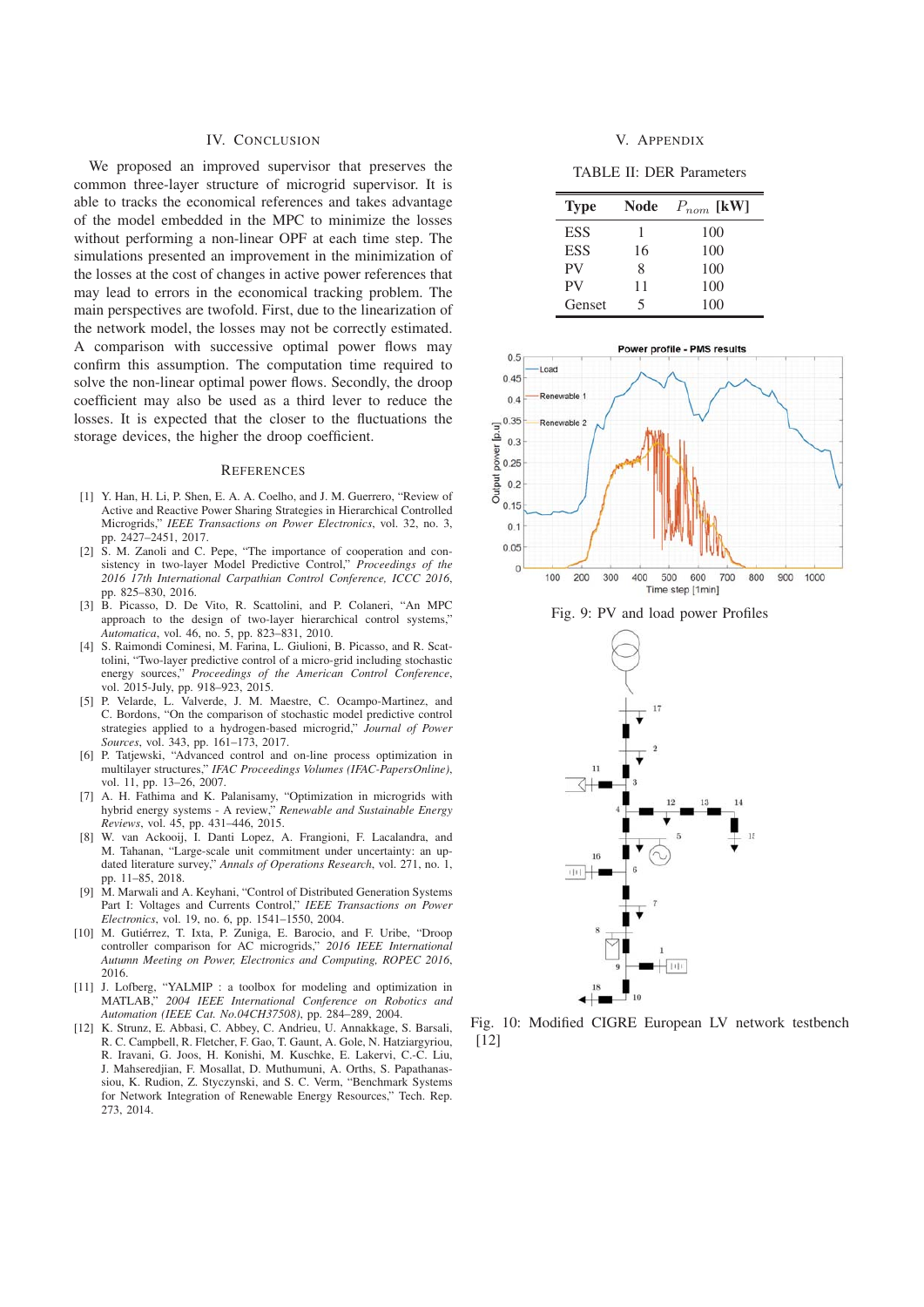## IV. Conclusion

We proposed an improved supervisor that preserves the common three-layer structure of microgrid supervisor. It is able to tracks the economical references and takes advantage of the model embedded in the MPC to minimize the losses without performing a non-linear OPF at each time step. The simulations presented an improvement in the minimization of the losses at the cost of changes in active power references that may lead to errors in the economical tracking problem. The main perspectives are twofold. First, due to the linearization of the network model, the losses may not be correctly estimated. A comparison with successive optimal power flows may confirm this assumption. The computation time required to solve the non-linear optimal power flows. Secondly, the droop coefficient may also be used as a third lever to reduce the losses. It is expected that the closer to the fluctuations the storage devices, the higher the droop coefficient.

## References

[1] Y. Han, H. Li, P. Shen, E. A. A. Coelho, and J. M. Guerrero, "Review of Active and Reactive Power Sharing Strategies in Hierarchical Controlled Microgrids," *IEEE Transactions on Power Electronics*, vol. 32, no. 3, pp. 2427–2451, 2017.

[2] S. M. Zanoli and C. Pepe, "The importance of cooperation and consistency in two-layer Model Predictive Control," *Proceedings of the 2016 17th International Carpathian Control Conference, ICCC 2016*, pp. 825–830, 2016.

[3] B. Picasso, D. De Vito, R. Scattolini, and P. Colaneri, "An MPC approach to the design of two-layer hierarchical control systems," *Automatica*, vol. 46, no. 5, pp. 823–831, 2010.

[4] S. Raimondi Cominesi, M. Farina, L. Giulioni, B. Picasso, and R. Scattolini, "Two-layer predictive control of a micro-grid including stochastic energy sources," *Proceedings of the American Control Conference*, vol. 2015-July, pp. 918–923, 2015.

[5] P. Velarde, L. Valverde, J. M. Maestre, C. Ocampo-Martinez, and C. Bordons, "On the comparison of stochastic model predictive control strategies applied to a hydrogen-based microgrid," *Journal of Power Sources*, vol. 343, pp. 161–173, 2017.

[6] P. Tatjewski, "Advanced control and on-line process optimization in multilayer structures," *IFAC Proceedings Volumes (IFAC-PapersOnline)*, vol. 11, pp. 13–26, 2007.

[7] A. H. Fathima and K. Palanisamy, "Optimization in microgrids with hybrid energy systems - A review," *Renewable and Sustainable Energy Reviews*, vol. 45, pp. 431–446, 2015.

[8] W. van Ackooij, I. Danti Lopez, A. Frangioni, F. Lacalandra, and M. Tahanan, "Large-scale unit commitment under uncertainty: an updated literature survey," *Annals of Operations Research*, vol. 271, no. 1, pp. 11–85, 2018.

[9] M. Marwali and A. Keyhani, "Control of Distributed Generation Systems Part I: Voltages and Currents Control," *IEEE Transactions on Power Electronics*, vol. 19, no. 6, pp. 1541–1550, 2004.

[10] M. Gutiérrez, T. Ixta, P. Zuniga, E. Barocio, and F. Uribe, "Droop controller comparison for AC microgrids," *2016 IEEE International Autumn Meeting on Power, Electronics and Computing, ROPEC 2016*, 2016.

[11] J. Lofberg, "YALMIP : a toolbox for modeling and optimization in MATLAB," *2004 IEEE International Conference on Robotics and Automation (IEEE Cat. No.04CH37508)*, pp. 284–289, 2004.

[12] K. Strunz, E. Abbasi, C. Abbey, C. Andrieu, U. Annakkage, S. Barsali, R. C. Campbell, R. Fletcher, F. Gao, T. Gaunt, A. Gole, N. Hatziargyriou, R. Iravani, G. Joos, H. Konishi, M. Kuschke, E. Lakervi, C.-C. Liu, J. Mahseredjian, F. Mosallat, D. Muthumuni, A. Orths, S. Papathanassiou, K. Rudion, Z. Styczynski, and S. C. Verm, "Benchmark Systems for Network Integration of Renewable Energy Resources," Tech. Rep. 273, 2014.

## V. Appendix

TABLE II: DER Parameters

| Type | Node | $P_{nom}$ [kW] |
|---|---|---|
| ESS | 1 | 100 |
| ESS | 16 | 100 |
| PV | 8 | 100 |
| PV | 11 | 100 |
| Genset | 5 | 100 |

Power profile - PMS results
Output power [p.u]
Time step [1min]
Load
Renewable 1
Renewable 2

Fig. 9: PV and load power Profiles

Fig. 10: Modified CIGRE European LV network testbench [12]